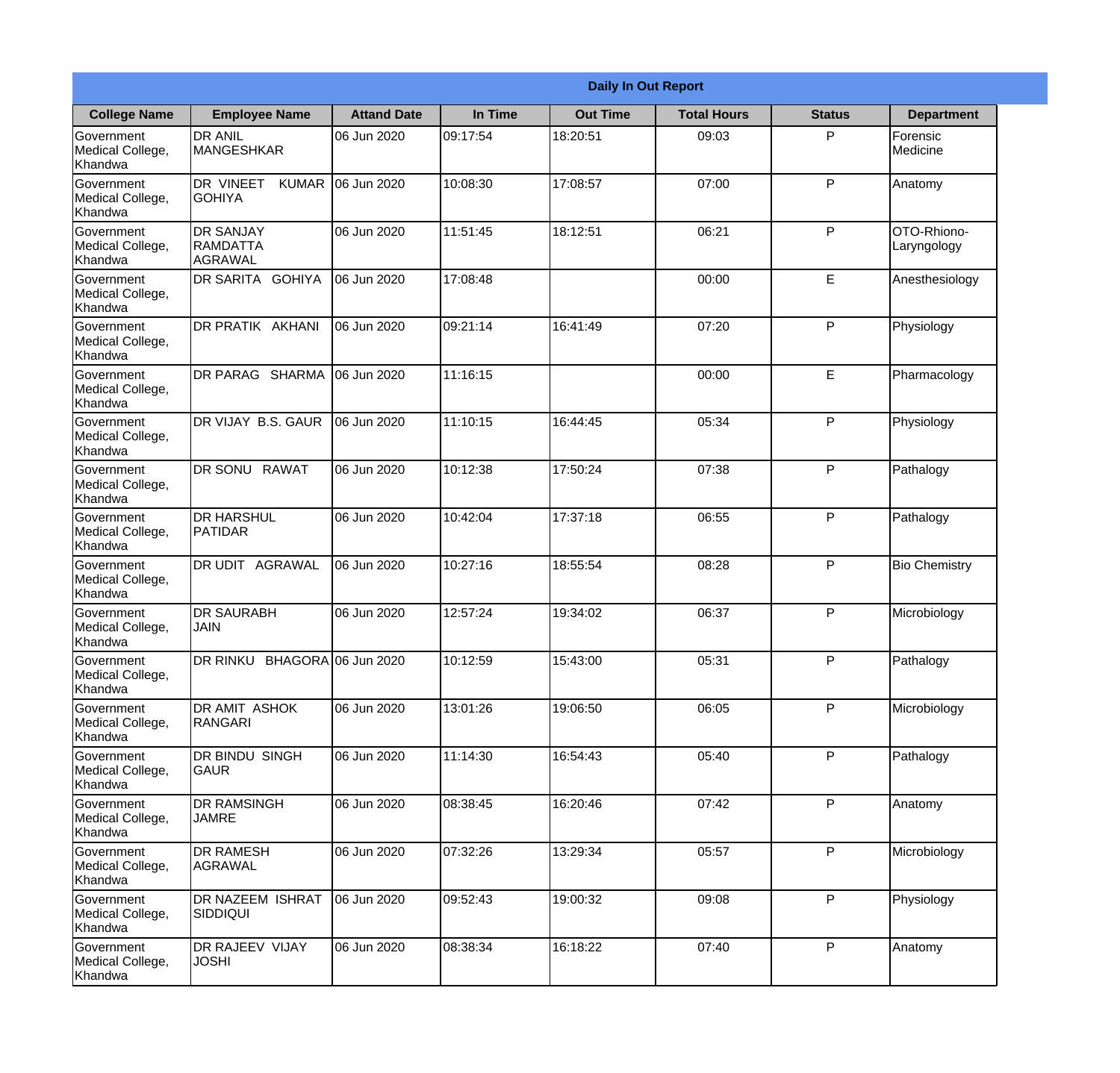| Daily In Out Report | | | | | | | |
|---|---|---|---|---|---|---|---|
| **College Name** | **Employee Name** | **Attand Date** | **In Time** | **Out Time** | **Total Hours** | **Status** | **Department** |
| Government Medical College, Khandwa | DR ANIL MANGESHKAR | 06 Jun 2020 | 09:17:54 | 18:20:51 | 09:03 | P | Forensic Medicine |
| Government Medical College, Khandwa | DR VINEET KUMAR GOHIYA | 06 Jun 2020 | 10:08:30 | 17:08:57 | 07:00 | P | Anatomy |
| Government Medical College, Khandwa | DR SANJAY RAMDATTA AGRAWAL | 06 Jun 2020 | 11:51:45 | 18:12:51 | 06:21 | P | OTO-Rhiono-Laryngology |
| Government Medical College, Khandwa | DR SARITA GOHIYA | 06 Jun 2020 | 17:08:48 | | 00:00 | E | Anesthesiology |
| Government Medical College, Khandwa | DR PRATIK AKHANI | 06 Jun 2020 | 09:21:14 | 16:41:49 | 07:20 | P | Physiology |
| Government Medical College, Khandwa | DR PARAG SHARMA | 06 Jun 2020 | 11:16:15 | | 00:00 | E | Pharmacology |
| Government Medical College, Khandwa | DR VIJAY B.S. GAUR | 06 Jun 2020 | 11:10:15 | 16:44:45 | 05:34 | P | Physiology |
| Government Medical College, Khandwa | DR SONU RAWAT | 06 Jun 2020 | 10:12:38 | 17:50:24 | 07:38 | P | Pathalogy |
| Government Medical College, Khandwa | DR HARSHUL PATIDAR | 06 Jun 2020 | 10:42:04 | 17:37:18 | 06:55 | P | Pathalogy |
| Government Medical College, Khandwa | DR UDIT AGRAWAL | 06 Jun 2020 | 10:27:16 | 18:55:54 | 08:28 | P | Bio Chemistry |
| Government Medical College, Khandwa | DR SAURABH JAIN | 06 Jun 2020 | 12:57:24 | 19:34:02 | 06:37 | P | Microbiology |
| Government Medical College, Khandwa | DR RINKU BHAGORA | 06 Jun 2020 | 10:12:59 | 15:43:00 | 05:31 | P | Pathalogy |
| Government Medical College, Khandwa | DR AMIT ASHOK RANGARI | 06 Jun 2020 | 13:01:26 | 19:06:50 | 06:05 | P | Microbiology |
| Government Medical College, Khandwa | DR BINDU SINGH GAUR | 06 Jun 2020 | 11:14:30 | 16:54:43 | 05:40 | P | Pathalogy |
| Government Medical College, Khandwa | DR RAMSINGH JAMRE | 06 Jun 2020 | 08:38:45 | 16:20:46 | 07:42 | P | Anatomy |
| Government Medical College, Khandwa | DR RAMESH AGRAWAL | 06 Jun 2020 | 07:32:26 | 13:29:34 | 05:57 | P | Microbiology |
| Government Medical College, Khandwa | DR NAZEEM ISHRAT SIDDIQUI | 06 Jun 2020 | 09:52:43 | 19:00:32 | 09:08 | P | Physiology |
| Government Medical College, Khandwa | DR RAJEEV VIJAY JOSHI | 06 Jun 2020 | 08:38:34 | 16:18:22 | 07:40 | P | Anatomy |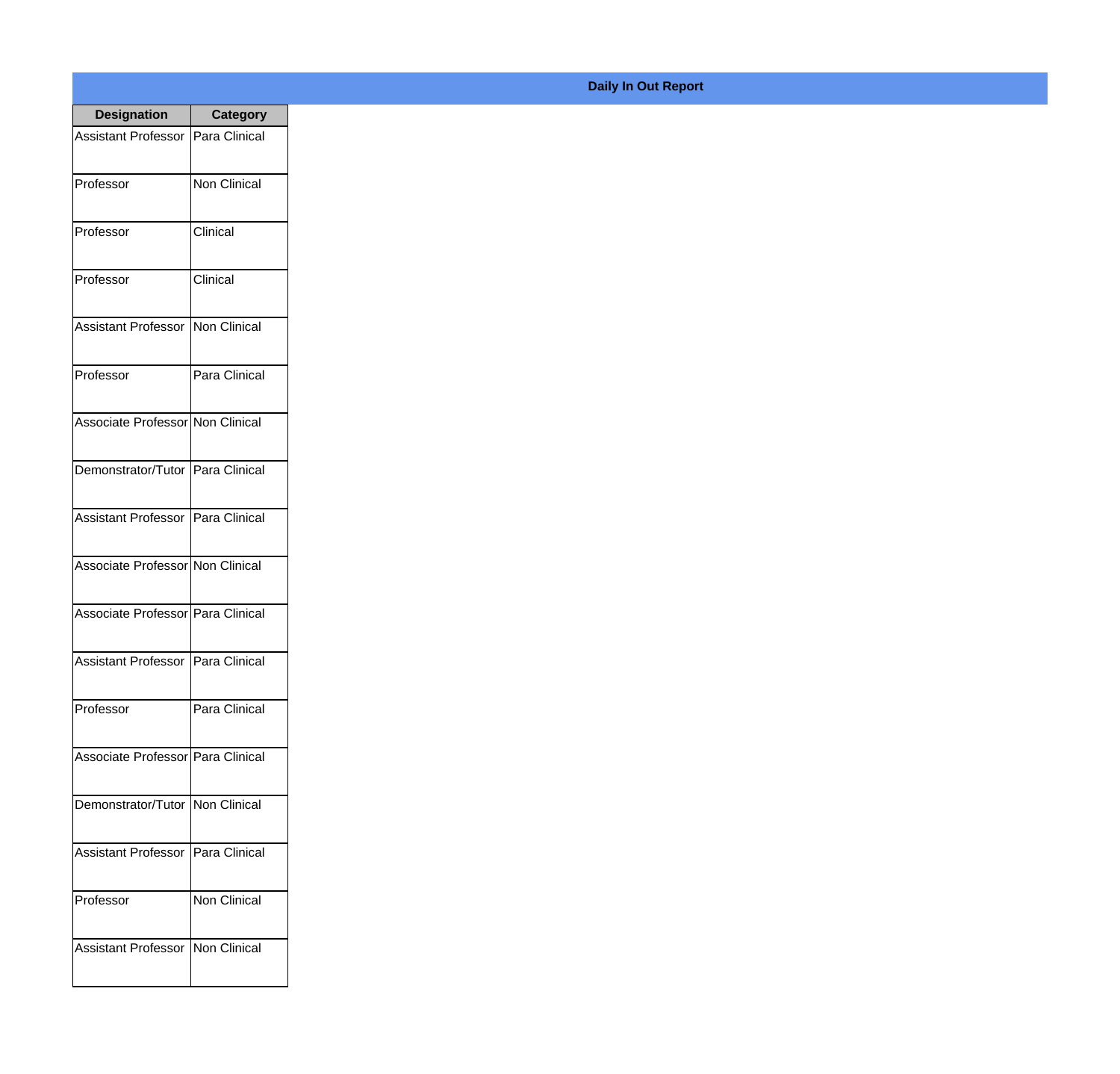**Daily In Out Report**

| Designation | Category |
|---|---|
| Assistant Professor | Para Clinical |
| Professor | Non Clinical |
| Professor | Clinical |
| Professor | Clinical |
| Assistant Professor | Non Clinical |
| Professor | Para Clinical |
| Associate Professor | Non Clinical |
| Demonstrator/Tutor | Para Clinical |
| Assistant Professor | Para Clinical |
| Associate Professor | Non Clinical |
| Associate Professor | Para Clinical |
| Assistant Professor | Para Clinical |
| Professor | Para Clinical |
| Associate Professor | Para Clinical |
| Demonstrator/Tutor | Non Clinical |
| Assistant Professor | Para Clinical |
| Professor | Non Clinical |
| Assistant Professor | Non Clinical |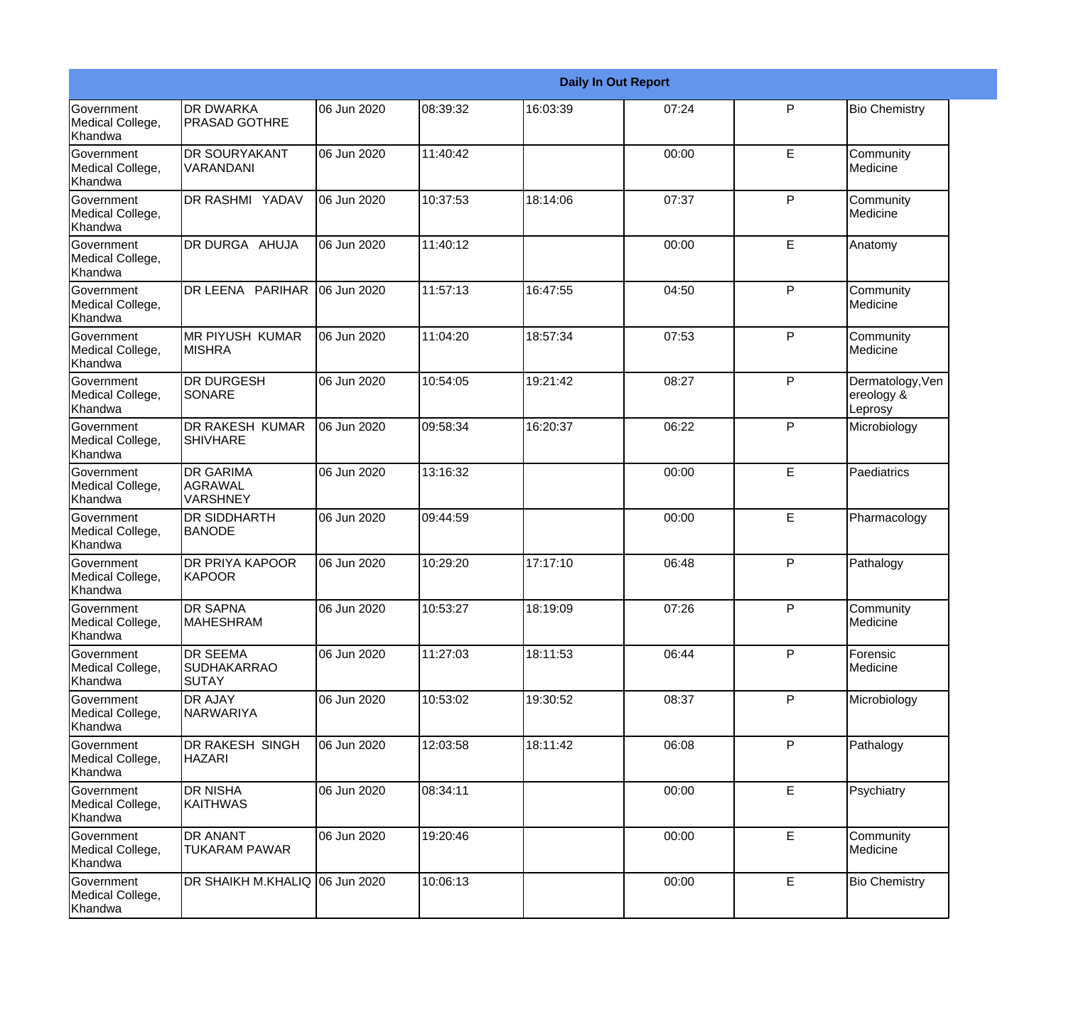| Daily In Out Report | | | | | | | |
|---|---|---|---|---|---|---|---|
| Government Medical College, Khandwa | DR DWARKA PRASAD GOTHRE | 06 Jun 2020 | 08:39:32 | 16:03:39 | 07:24 | P | Bio Chemistry |
| Government Medical College, Khandwa | DR SOURYAKANT VARANDANI | 06 Jun 2020 | 11:40:42 | | 00:00 | E | Community Medicine |
| Government Medical College, Khandwa | DR RASHMI YADAV | 06 Jun 2020 | 10:37:53 | 18:14:06 | 07:37 | P | Community Medicine |
| Government Medical College, Khandwa | DR DURGA AHUJA | 06 Jun 2020 | 11:40:12 | | 00:00 | E | Anatomy |
| Government Medical College, Khandwa | DR LEENA PARIHAR | 06 Jun 2020 | 11:57:13 | 16:47:55 | 04:50 | P | Community Medicine |
| Government Medical College, Khandwa | MR PIYUSH KUMAR MISHRA | 06 Jun 2020 | 11:04:20 | 18:57:34 | 07:53 | P | Community Medicine |
| Government Medical College, Khandwa | DR DURGESH SONARE | 06 Jun 2020 | 10:54:05 | 19:21:42 | 08:27 | P | Dermatology,Venereology & Leprosy |
| Government Medical College, Khandwa | DR RAKESH KUMAR SHIVHARE | 06 Jun 2020 | 09:58:34 | 16:20:37 | 06:22 | P | Microbiology |
| Government Medical College, Khandwa | DR GARIMA AGRAWAL VARSHNEY | 06 Jun 2020 | 13:16:32 | | 00:00 | E | Paediatrics |
| Government Medical College, Khandwa | DR SIDDHARTH BANODE | 06 Jun 2020 | 09:44:59 | | 00:00 | E | Pharmacology |
| Government Medical College, Khandwa | DR PRIYA KAPOOR KAPOOR | 06 Jun 2020 | 10:29:20 | 17:17:10 | 06:48 | P | Pathalogy |
| Government Medical College, Khandwa | DR SAPNA MAHESHRAM | 06 Jun 2020 | 10:53:27 | 18:19:09 | 07:26 | P | Community Medicine |
| Government Medical College, Khandwa | DR SEEMA SUDHAKARRAO SUTAY | 06 Jun 2020 | 11:27:03 | 18:11:53 | 06:44 | P | Forensic Medicine |
| Government Medical College, Khandwa | DR AJAY NARWARIYA | 06 Jun 2020 | 10:53:02 | 19:30:52 | 08:37 | P | Microbiology |
| Government Medical College, Khandwa | DR RAKESH SINGH HAZARI | 06 Jun 2020 | 12:03:58 | 18:11:42 | 06:08 | P | Pathalogy |
| Government Medical College, Khandwa | DR NISHA KAITHWAS | 06 Jun 2020 | 08:34:11 | | 00:00 | E | Psychiatry |
| Government Medical College, Khandwa | DR ANANT TUKARAM PAWAR | 06 Jun 2020 | 19:20:46 | | 00:00 | E | Community Medicine |
| Government Medical College, Khandwa | DR SHAIKH M.KHALIQ | 06 Jun 2020 | 10:06:13 | | 00:00 | E | Bio Chemistry |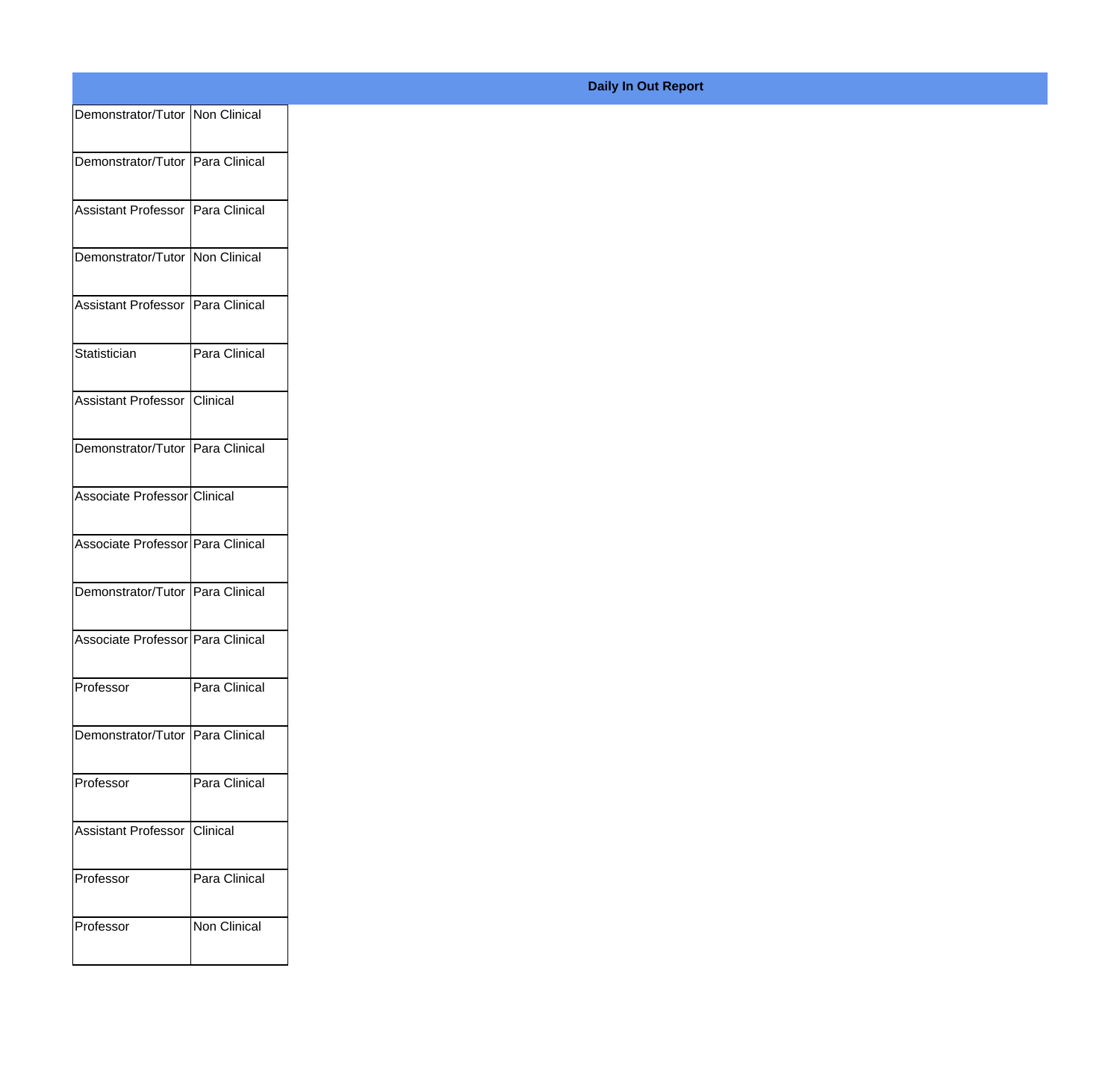**Daily In Out Report**

| | |
|---|---|
| Demonstrator/Tutor | Non Clinical |
| Demonstrator/Tutor | Para Clinical |
| Assistant Professor | Para Clinical |
| Demonstrator/Tutor | Non Clinical |
| Assistant Professor | Para Clinical |
| Statistician | Para Clinical |
| Assistant Professor | Clinical |
| Demonstrator/Tutor | Para Clinical |
| Associate Professor | Clinical |
| Associate Professor | Para Clinical |
| Demonstrator/Tutor | Para Clinical |
| Associate Professor | Para Clinical |
| Professor | Para Clinical |
| Demonstrator/Tutor | Para Clinical |
| Professor | Para Clinical |
| Assistant Professor | Clinical |
| Professor | Para Clinical |
| Professor | Non Clinical |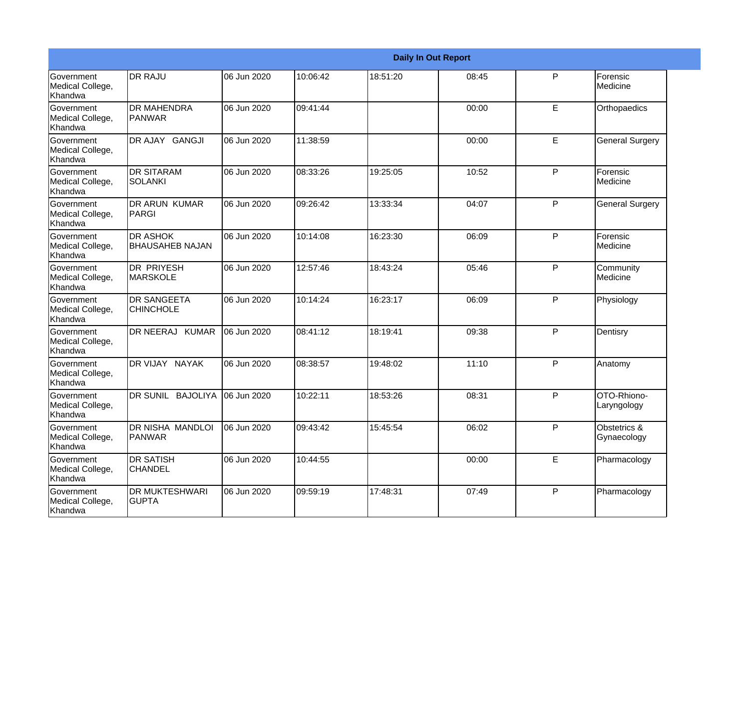| Daily In Out Report | | | | | | | |
|---|---|---|---|---|---|---|---|
| Government Medical College, Khandwa | DR RAJU | 06 Jun 2020 | 10:06:42 | 18:51:20 | 08:45 | P | Forensic Medicine |
| Government Medical College, Khandwa | DR MAHENDRA PANWAR | 06 Jun 2020 | 09:41:44 | | 00:00 | E | Orthopaedics |
| Government Medical College, Khandwa | DR AJAY GANGJI | 06 Jun 2020 | 11:38:59 | | 00:00 | E | General Surgery |
| Government Medical College, Khandwa | DR SITARAM SOLANKI | 06 Jun 2020 | 08:33:26 | 19:25:05 | 10:52 | P | Forensic Medicine |
| Government Medical College, Khandwa | DR ARUN KUMAR PARGI | 06 Jun 2020 | 09:26:42 | 13:33:34 | 04:07 | P | General Surgery |
| Government Medical College, Khandwa | DR ASHOK BHAUSAHEB NAJAN | 06 Jun 2020 | 10:14:08 | 16:23:30 | 06:09 | P | Forensic Medicine |
| Government Medical College, Khandwa | DR PRIYESH MARSKOLE | 06 Jun 2020 | 12:57:46 | 18:43:24 | 05:46 | P | Community Medicine |
| Government Medical College, Khandwa | DR SANGEETA CHINCHOLE | 06 Jun 2020 | 10:14:24 | 16:23:17 | 06:09 | P | Physiology |
| Government Medical College, Khandwa | DR NEERAJ KUMAR | 06 Jun 2020 | 08:41:12 | 18:19:41 | 09:38 | P | Dentisry |
| Government Medical College, Khandwa | DR VIJAY NAYAK | 06 Jun 2020 | 08:38:57 | 19:48:02 | 11:10 | P | Anatomy |
| Government Medical College, Khandwa | DR SUNIL BAJOLIYA | 06 Jun 2020 | 10:22:11 | 18:53:26 | 08:31 | P | OTO-Rhiono-Laryngology |
| Government Medical College, Khandwa | DR NISHA MANDLOI PANWAR | 06 Jun 2020 | 09:43:42 | 15:45:54 | 06:02 | P | Obstetrics & Gynaecology |
| Government Medical College, Khandwa | DR SATISH CHANDEL | 06 Jun 2020 | 10:44:55 | | 00:00 | E | Pharmacology |
| Government Medical College, Khandwa | DR MUKTESHWARI GUPTA | 06 Jun 2020 | 09:59:19 | 17:48:31 | 07:49 | P | Pharmacology |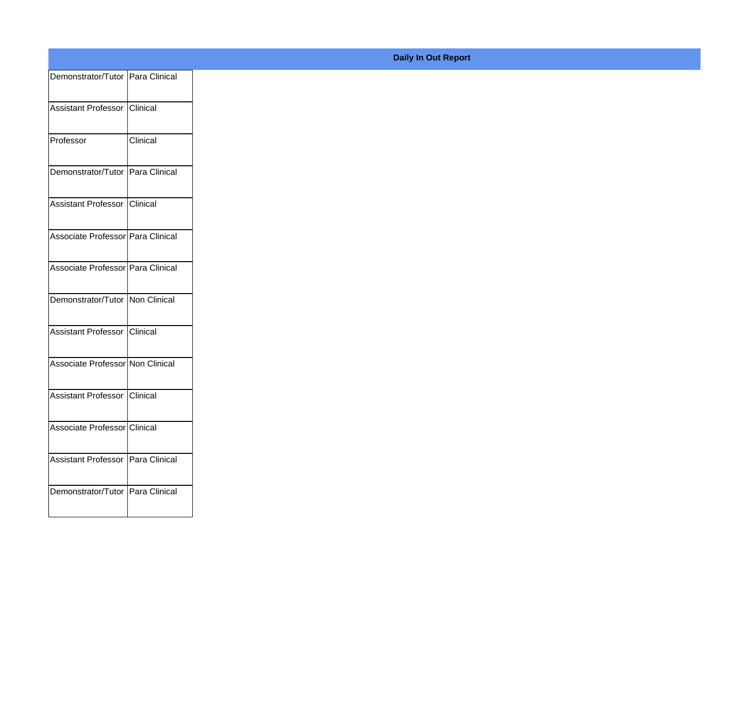**Daily In Out Report**

| | |
|---|---|
| Demonstrator/Tutor | Para Clinical |
| Assistant Professor | Clinical |
| Professor | Clinical |
| Demonstrator/Tutor | Para Clinical |
| Assistant Professor | Clinical |
| Associate Professor | Para Clinical |
| Associate Professor | Para Clinical |
| Demonstrator/Tutor | Non Clinical |
| Assistant Professor | Clinical |
| Associate Professor | Non Clinical |
| Assistant Professor | Clinical |
| Associate Professor | Clinical |
| Assistant Professor | Para Clinical |
| Demonstrator/Tutor | Para Clinical |